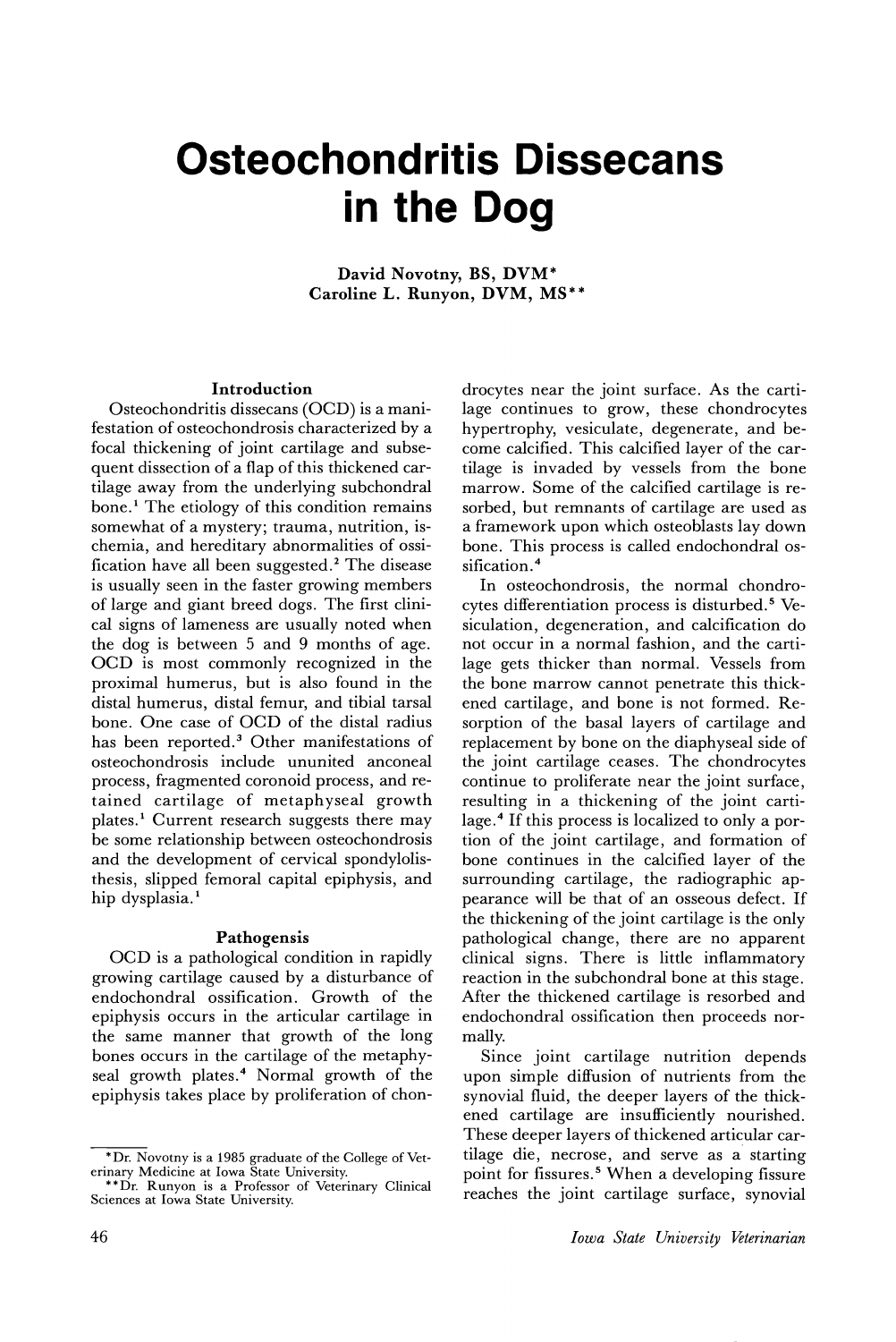# Osteochondritis Dissecans in the Dog

David Novotny, BS, DVM*
Caroline L. Runyon, DVM, MS**

## Introduction

Osteochondritis dissecans (OCD) is a manifestation of osteochondrosis characterized by a focal thickening of joint cartilage and subsequent dissection of a flap of this thickened cartilage away from the underlying subchondral bone.[1] The etiology of this condition remains somewhat of a mystery; trauma, nutrition, ischemia, and hereditary abnormalities of ossification have all been suggested.[2] The disease is usually seen in the faster growing members of large and giant breed dogs. The first clinical signs of lameness are usually noted when the dog is between 5 and 9 months of age. OCD is most commonly recognized in the proximal humerus, but is also found in the distal humerus, distal femur, and tibial tarsal bone. One case of OCD of the distal radius has been reported.[3] Other manifestations of osteochondrosis include ununited anconeal process, fragmented coronoid process, and retained cartilage of metaphyseal growth plates.[1] Current research suggests there may be some relationship between osteochondrosis and the development of cervical spondylolisthesis, slipped femoral capital epiphysis, and hip dysplasia.[1]

## Pathogensis

OCD is a pathological condition in rapidly growing cartilage caused by a disturbance of endochondral ossification. Growth of the epiphysis occurs in the articular cartilage in the same manner that growth of the long bones occurs in the cartilage of the metaphyseal growth plates.[4] Normal growth of the epiphysis takes place by proliferation of chondrocytes near the joint surface. As the cartilage continues to grow, these chondrocytes hypertrophy, vesiculate, degenerate, and become calcified. This calcified layer of the cartilage is invaded by vessels from the bone marrow. Some of the calcified cartilage is resorbed, but remnants of cartilage are used as a framework upon which osteoblasts lay down bone. This process is called endochondral ossification.[4]

In osteochondrosis, the normal chondrocytes differentiation process is disturbed.[5] Vesiculation, degeneration, and calcification do not occur in a normal fashion, and the cartilage gets thicker than normal. Vessels from the bone marrow cannot penetrate this thickened cartilage, and bone is not formed. Resorption of the basal layers of cartilage and replacement by bone on the diaphyseal side of the joint cartilage ceases. The chondrocytes continue to proliferate near the joint surface, resulting in a thickening of the joint cartilage.[4] If this process is localized to only a portion of the joint cartilage, and formation of bone continues in the calcified layer of the surrounding cartilage, the radiographic appearance will be that of an osseous defect. If the thickening of the joint cartilage is the only pathological change, there are no apparent clinical signs. There is little inflammatory reaction in the subchondral bone at this stage. After the thickened cartilage is resorbed and endochondral ossification then proceeds normally.

Since joint cartilage nutrition depends upon simple diffusion of nutrients from the synovial fluid, the deeper layers of the thickened cartilage are insufficiently nourished. These deeper layers of thickened articular cartilage die, necrose, and serve as a starting point for fissures.[5] When a developing fissure reaches the joint cartilage surface, synovial

*Dr. Novotny is a 1985 graduate of the College of Veterinary Medicine at Iowa State University.
**Dr. Runyon is a Professor of Veterinary Clinical Sciences at Iowa State University.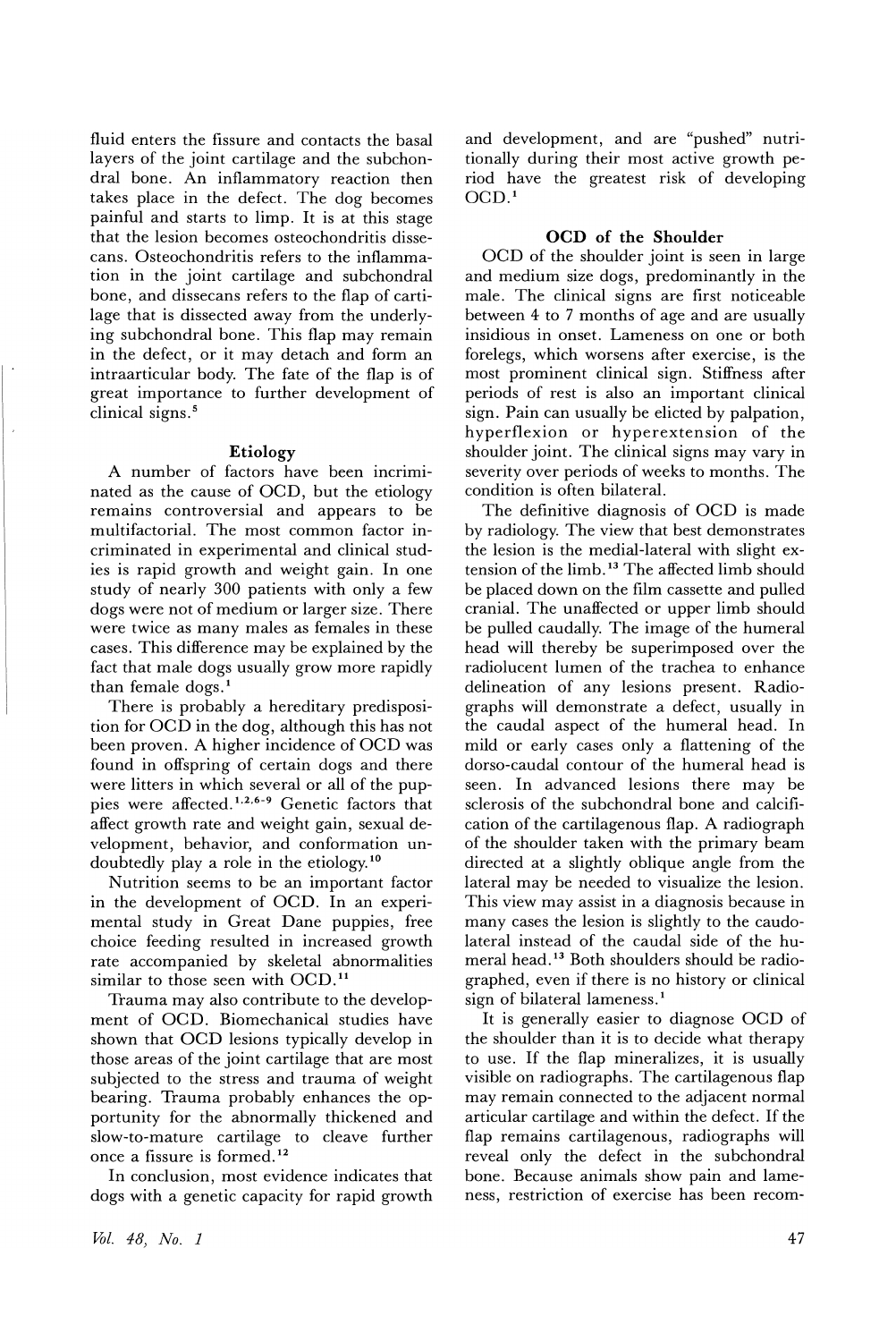fluid enters the fissure and contacts the basal layers of the joint cartilage and the subchondral bone. An inflammatory reaction then takes place in the defect. The dog becomes painful and starts to limp. It is at this stage that the lesion becomes osteochondritis dissecans. Osteochondritis refers to the inflammation in the joint cartilage and subchondral bone, and dissecans refers to the flap of cartilage that is dissected away from the underlying subchondral bone. This flap may remain in the defect, or it may detach and form an intraarticular body. The fate of the flap is of great importance to further development of clinical signs.[5]

### Etiology

A number of factors have been incriminated as the cause of OCD, but the etiology remains controversial and appears to be multifactorial. The most common factor incriminated in experimental and clinical studies is rapid growth and weight gain. In one study of nearly 300 patients with only a few dogs were not of medium or larger size. There were twice as many males as females in these cases. This difference may be explained by the fact that male dogs usually grow more rapidly than female dogs.[1]

There is probably a hereditary predisposition for OCD in the dog, although this has not been proven. A higher incidence of OCD was found in offspring of certain dogs and there were litters in which several or all of the puppies were affected.[1,2,6-9] Genetic factors that affect growth rate and weight gain, sexual development, behavior, and conformation undoubtedly play a role in the etiology.[10]

Nutrition seems to be an important factor in the development of OCD. In an experimental study in Great Dane puppies, free choice feeding resulted in increased growth rate accompanied by skeletal abnormalities similar to those seen with OCD.[11]

Trauma may also contribute to the development of OCD. Biomechanical studies have shown that OCD lesions typically develop in those areas of the joint cartilage that are most subjected to the stress and trauma of weight bearing. Trauma probably enhances the opportunity for the abnormally thickened and slow-to-mature cartilage to cleave further once a fissure is formed.[12]

In conclusion, most evidence indicates that dogs with a genetic capacity for rapid growth and development, and are "pushed" nutritionally during their most active growth period have the greatest risk of developing OCD.[1]

### OCD of the Shoulder

OCD of the shoulder joint is seen in large and medium size dogs, predominantly in the male. The clinical signs are first noticeable between 4 to 7 months of age and are usually insidious in onset. Lameness on one or both forelegs, which worsens after exercise, is the most prominent clinical sign. Stiffness after periods of rest is also an important clinical sign. Pain can usually be elicted by palpation, hyperflexion or hyperextension of the shoulder joint. The clinical signs may vary in severity over periods of weeks to months. The condition is often bilateral.

The definitive diagnosis of OCD is made by radiology. The view that best demonstrates the lesion is the medial-lateral with slight extension of the limb.[13] The affected limb should be placed down on the film cassette and pulled cranial. The unaffected or upper limb should be pulled caudally. The image of the humeral head will thereby be superimposed over the radiolucent lumen of the trachea to enhance delineation of any lesions present. Radiographs will demonstrate a defect, usually in the caudal aspect of the humeral head. In mild or early cases only a flattening of the dorso-caudal contour of the humeral head is seen. In advanced lesions there may be sclerosis of the subchondral bone and calcification of the cartilagenous flap. A radiograph of the shoulder taken with the primary beam directed at a slightly oblique angle from the lateral may be needed to visualize the lesion. This view may assist in a diagnosis because in many cases the lesion is slightly to the caudolateral instead of the caudal side of the humeral head.[13] Both shoulders should be radiographed, even if there is no history or clinical sign of bilateral lameness.[1]

It is generally easier to diagnose OCD of the shoulder than it is to decide what therapy to use. If the flap mineralizes, it is usually visible on radiographs. The cartilagenous flap may remain connected to the adjacent normal articular cartilage and within the defect. If the flap remains cartilagenous, radiographs will reveal only the defect in the subchondral bone. Because animals show pain and lameness, restriction of exercise has been recom-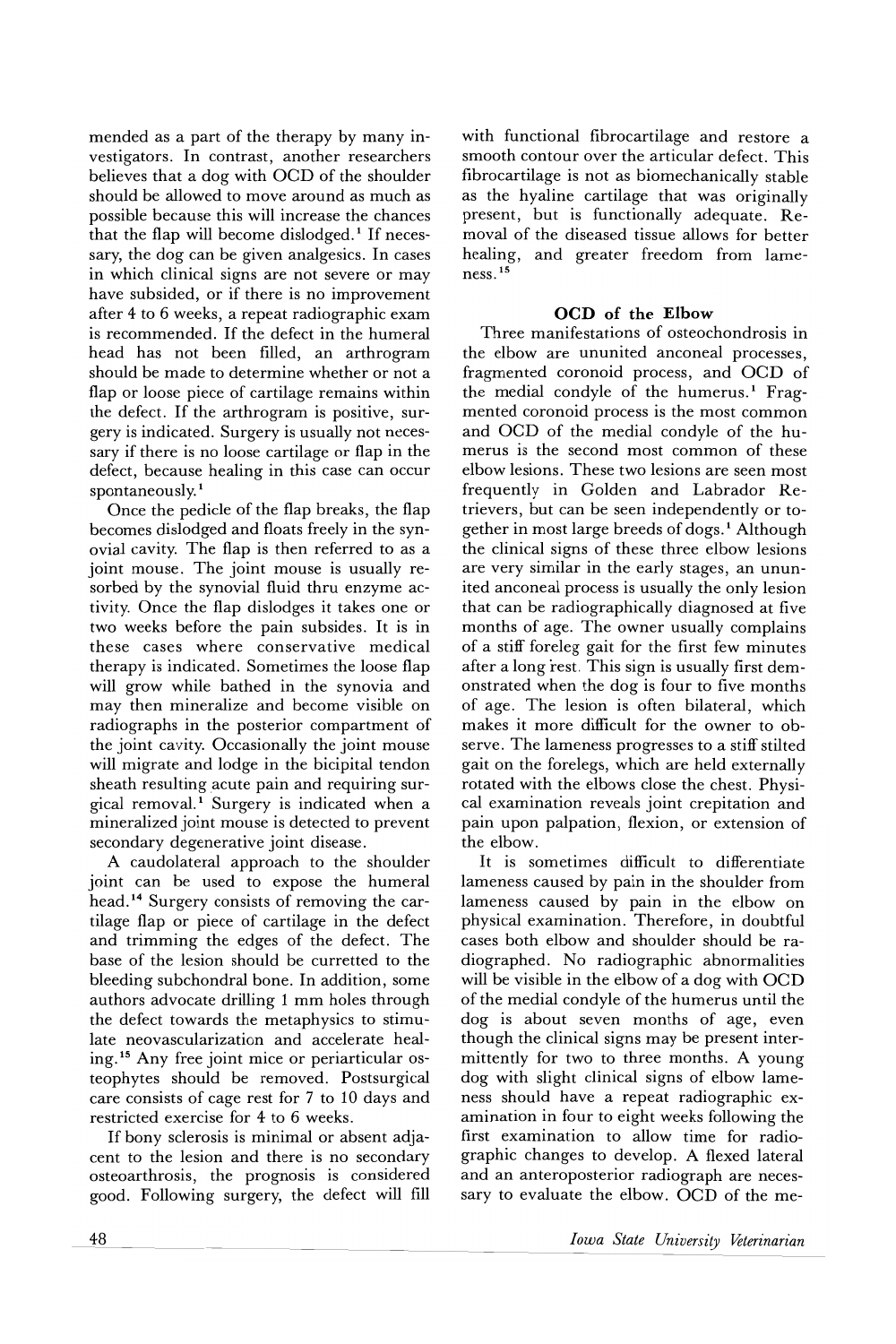mended as a part of the therapy by many investigators. In contrast, another researchers believes that a dog with OCD of the shoulder should be allowed to move around as much as possible because this will increase the chances that the flap will become dislodged.[1] If necessary, the dog can be given analgesics. In cases in which clinical signs are not severe or may have subsided, or if there is no improvement after 4 to 6 weeks, a repeat radiographic exam is recommended. If the defect in the humeral head has not been filled, an arthrogram should be made to determine whether or not a flap or loose piece of cartilage remains within the defect. If the arthrogram is positive, surgery is indicated. Surgery is usually not necessary if there is no loose cartilage or flap in the defect, because healing in this case can occur spontaneously.[1]

Once the pedicle of the flap breaks, the flap becomes dislodged and floats freely in the synovial cavity. The flap is then referred to as a joint mouse. The joint mouse is usually resorbed by the synovial fluid thru enzyme activity. Once the flap dislodges it takes one or two weeks before the pain subsides. It is in these cases where conservative medical therapy is indicated. Sometimes the loose flap will grow while bathed in the synovia and may then mineralize and become visible on radiographs in the posterior compartment of the joint cavity. Occasionally the joint mouse will migrate and lodge in the bicipital tendon sheath resulting acute pain and requiring surgical removal.[1] Surgery is indicated when a mineralized joint mouse is detected to prevent secondary degenerative joint disease.

A caudolateral approach to the shoulder joint can be used to expose the humeral head.[14] Surgery consists of removing the cartilage flap or piece of cartilage in the defect and trimming the edges of the defect. The base of the lesion should be curretted to the bleeding subchondral bone. In addition, some authors advocate drilling 1 mm holes through the defect towards the metaphysics to stimulate neovascularization and accelerate healing.[15] Any free joint mice or periarticular osteophytes should be removed. Postsurgical care consists of cage rest for 7 to 10 days and restricted exercise for 4 to 6 weeks.

If bony sclerosis is minimal or absent adjacent to the lesion and there is no secondary osteoarthrosis, the prognosis is considered good. Following surgery, the defect will fill with functional fibrocartilage and restore a smooth contour over the articular defect. This fibrocartilage is not as biomechanically stable as the hyaline cartilage that was originally present, but is functionally adequate. Removal of the diseased tissue allows for better healing, and greater freedom from lameness.[15]

## OCD of the Elbow

Three manifestations of osteochondrosis in the elbow are ununited anconeal processes, fragmented coronoid process, and OCD of the medial condyle of the humerus.[1] Fragmented coronoid process is the most common and OCD of the medial condyle of the humerus is the second most common of these elbow lesions. These two lesions are seen most frequently in Golden and Labrador Retrievers, but can be seen independently or together in most large breeds of dogs.[1] Although the clinical signs of these three elbow lesions are very similar in the early stages, an ununited anconeal process is usually the only lesion that can be radiographically diagnosed at five months of age. The owner usually complains of a stiff foreleg gait for the first few minutes after a long rest. This sign is usually first demonstrated when the dog is four to five months of age. The lesion is often bilateral, which makes it more difficult for the owner to observe. The lameness progresses to a stiff stilted gait on the forelegs, which are held externally rotated with the elbows close the chest. Physical examination reveals joint crepitation and pain upon palpation, flexion, or extension of the elbow.

It is sometimes difficult to differentiate lameness caused by pain in the shoulder from lameness caused by pain in the elbow on physical examination. Therefore, in doubtful cases both elbow and shoulder should be radiographed. No radiographic abnormalities will be visible in the elbow of a dog with OCD of the medial condyle of the humerus until the dog is about seven months of age, even though the clinical signs may be present intermittently for two to three months. A young dog with slight clinical signs of elbow lameness should have a repeat radiographic examination in four to eight weeks following the first examination to allow time for radiographic changes to develop. A flexed lateral and an anteroposterior radiograph are necessary to evaluate the elbow. OCD of the me-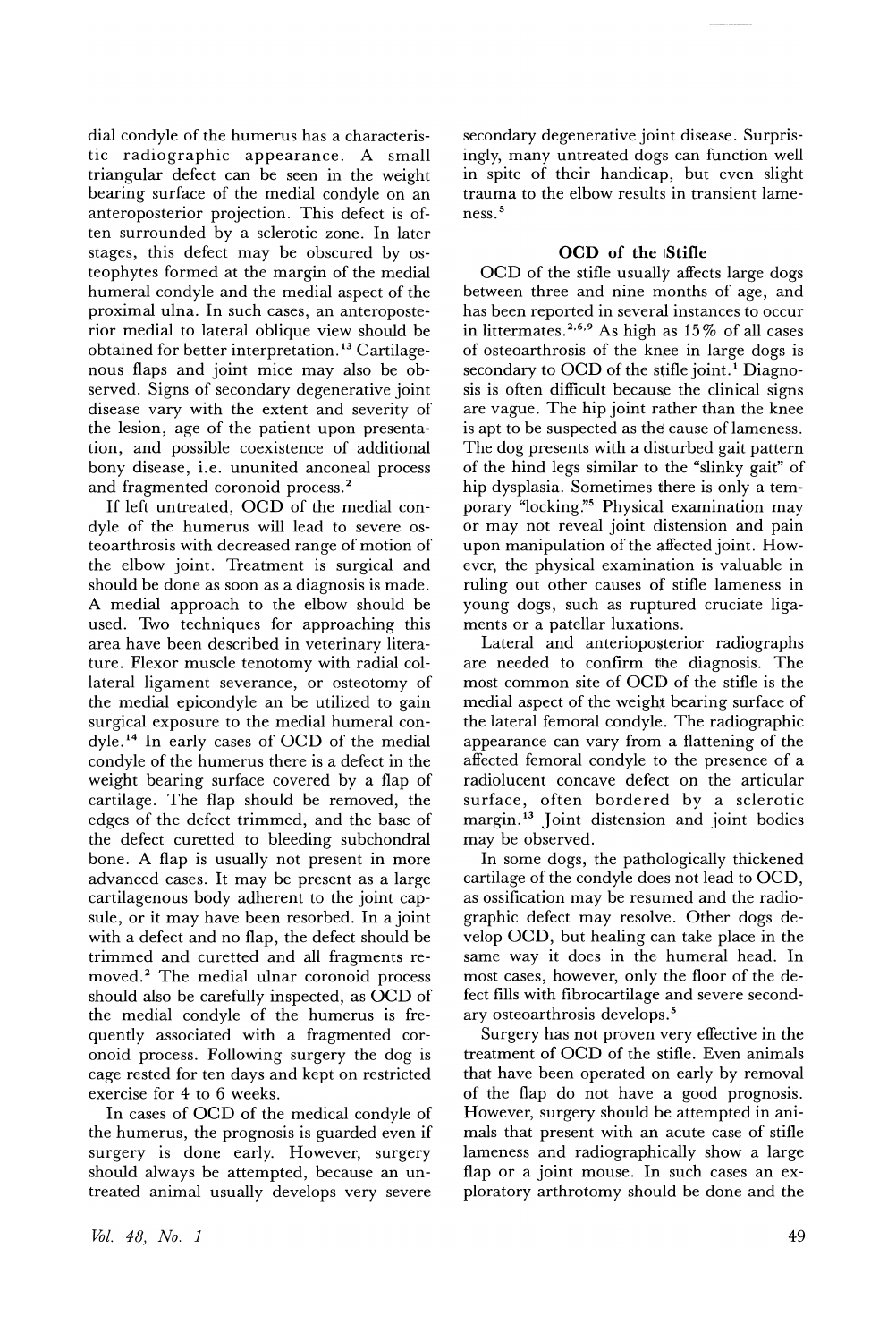dial condyle of the humerus has a characteristic radiographic appearance. A small triangular defect can be seen in the weight bearing surface of the medial condyle on an anteroposterior projection. This defect is often surrounded by a sclerotic zone. In later stages, this defect may be obscured by osteophytes formed at the margin of the medial humeral condyle and the medial aspect of the proximal ulna. In such cases, an anteroposterior medial to lateral oblique view should be obtained for better interpretation.[13] Cartilagenous flaps and joint mice may also be observed. Signs of secondary degenerative joint disease vary with the extent and severity of the lesion, age of the patient upon presentation, and possible coexistence of additional bony disease, i.e. ununited anconeal process and fragmented coronoid process.[2]

If left untreated, OCD of the medial condyle of the humerus will lead to severe osteoarthrosis with decreased range of motion of the elbow joint. Treatment is surgical and should be done as soon as a diagnosis is made. A medial approach to the elbow should be used. Two techniques for approaching this area have been described in veterinary literature. Flexor muscle tenotomy with radial collateral ligament severance, or osteotomy of the medial epicondyle an be utilized to gain surgical exposure to the medial humeral condyle.[14] In early cases of OCD of the medial condyle of the humerus there is a defect in the weight bearing surface covered by a flap of cartilage. The flap should be removed, the edges of the defect trimmed, and the base of the defect curetted to bleeding subchondral bone. A flap is usually not present in more advanced cases. It may be present as a large cartilagenous body adherent to the joint capsule, or it may have been resorbed. In a joint with a defect and no flap, the defect should be trimmed and curetted and all fragments removed.[2] The medial ulnar coronoid process should also be carefully inspected, as OCD of the medial condyle of the humerus is frequently associated with a fragmented coronoid process. Following surgery the dog is cage rested for ten days and kept on restricted exercise for 4 to 6 weeks.

In cases of OCD of the medical condyle of the humerus, the prognosis is guarded even if surgery is done early. However, surgery should always be attempted, because an untreated animal usually develops very severe secondary degenerative joint disease. Surprisingly, many untreated dogs can function well in spite of their handicap, but even slight trauma to the elbow results in transient lameness.[5]

### OCD of the Stifle

OCD of the stifle usually affects large dogs between three and nine months of age, and has been reported in several instances to occur in littermates.[2,6,9] As high as 15% of all cases of osteoarthrosis of the knee in large dogs is secondary to OCD of the stifle joint.[1] Diagnosis is often difficult because the clinical signs are vague. The hip joint rather than the knee is apt to be suspected as the cause of lameness. The dog presents with a disturbed gait pattern of the hind legs similar to the "slinky gait" of hip dysplasia. Sometimes there is only a temporary "locking."[5] Physical examination may or may not reveal joint distension and pain upon manipulation of the affected joint. However, the physical examination is valuable in ruling out other causes of stifle lameness in young dogs, such as ruptured cruciate ligaments or a patellar luxations.

Lateral and anterioposterior radiographs are needed to confirm the diagnosis. The most common site of OCD of the stifle is the medial aspect of the weight bearing surface of the lateral femoral condyle. The radiographic appearance can vary from a flattening of the affected femoral condyle to the presence of a radiolucent concave defect on the articular surface, often bordered by a sclerotic margin.[13] Joint distension and joint bodies may be observed.

In some dogs, the pathologically thickened cartilage of the condyle does not lead to OCD, as ossification may be resumed and the radiographic defect may resolve. Other dogs develop OCD, but healing can take place in the same way it does in the humeral head. In most cases, however, only the floor of the defect fills with fibrocartilage and severe secondary osteoarthrosis develops.[5]

Surgery has not proven very effective in the treatment of OCD of the stifle. Even animals that have been operated on early by removal of the flap do not have a good prognosis. However, surgery should be attempted in animals that present with an acute case of stifle lameness and radiographically show a large flap or a joint mouse. In such cases an exploratory arthrotomy should be done and the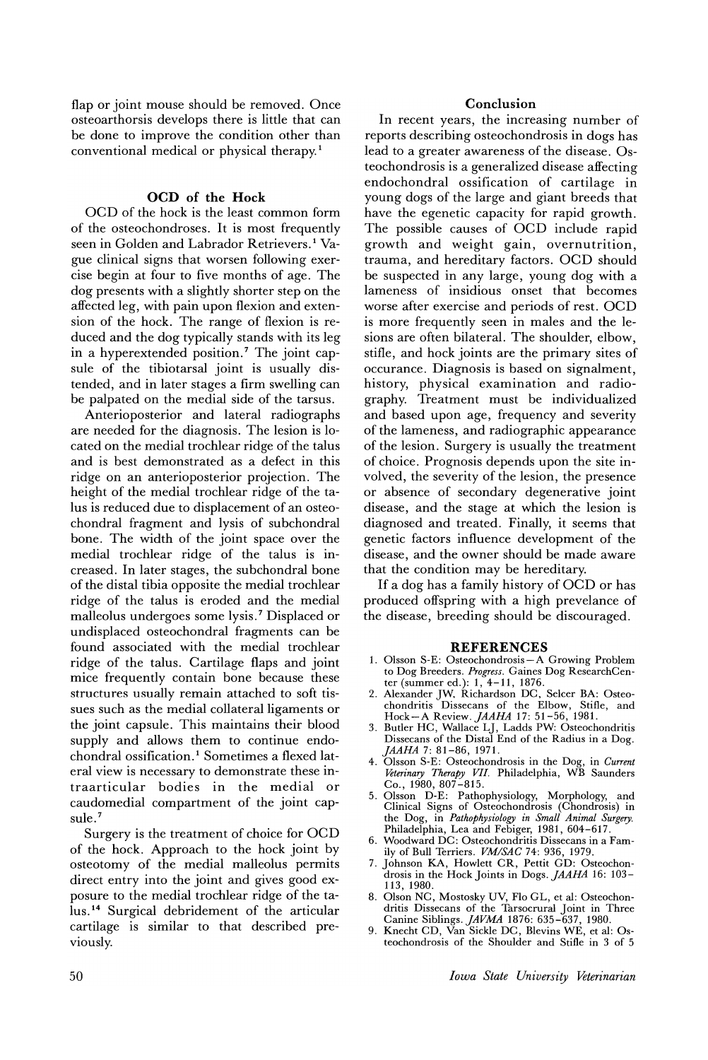flap or joint mouse should be removed. Once osteoarthorsis develops there is little that can be done to improve the condition other than conventional medical or physical therapy.[1]

### OCD of the Hock

OCD of the hock is the least common form of the osteochondroses. It is most frequently seen in Golden and Labrador Retrievers.[1] Vague clinical signs that worsen following exercise begin at four to five months of age. The dog presents with a slightly shorter step on the affected leg, with pain upon flexion and extension of the hock. The range of flexion is reduced and the dog typically stands with its leg in a hyperextended position.[7] The joint capsule of the tibiotarsal joint is usually distended, and in later stages a firm swelling can be palpated on the medial side of the tarsus.

Anterioposterior and lateral radiographs are needed for the diagnosis. The lesion is located on the medial trochlear ridge of the talus and is best demonstrated as a defect in this ridge on an anterioposterior projection. The height of the medial trochlear ridge of the talus is reduced due to displacement of an osteochondral fragment and lysis of subchondral bone. The width of the joint space over the medial trochlear ridge of the talus is increased. In later stages, the subchondral bone of the distal tibia opposite the medial trochlear ridge of the talus is eroded and the medial malleolus undergoes some lysis.[7] Displaced or undisplaced osteochondral fragments can be found associated with the medial trochlear ridge of the talus. Cartilage flaps and joint mice frequently contain bone because these structures usually remain attached to soft tissues such as the medial collateral ligaments or the joint capsule. This maintains their blood supply and allows them to continue endochondral ossification.[1] Sometimes a flexed lateral view is necessary to demonstrate these intraarticular bodies in the medial or caudomedial compartment of the joint capsule.[7]

Surgery is the treatment of choice for OCD of the hock. Approach to the hock joint by osteotomy of the medial malleolus permits direct entry into the joint and gives good exposure to the medial trochlear ridge of the talus.[14] Surgical debridement of the articular cartilage is similar to that described previously.

### Conclusion

In recent years, the increasing number of reports describing osteochondrosis in dogs has lead to a greater awareness of the disease. Osteochondrosis is a generalized disease affecting endochondral ossification of cartilage in young dogs of the large and giant breeds that have the egenetic capacity for rapid growth. The possible causes of OCD include rapid growth and weight gain, overnutrition, trauma, and hereditary factors. OCD should be suspected in any large, young dog with a lameness of insidious onset that becomes worse after exercise and periods of rest. OCD is more frequently seen in males and the lesions are often bilateral. The shoulder, elbow, stifle, and hock joints are the primary sites of occurance. Diagnosis is based on signalment, history, physical examination and radiography. Treatment must be individualized and based upon age, frequency and severity of the lameness, and radiographic appearance of the lesion. Surgery is usually the treatment of choice. Prognosis depends upon the site involved, the severity of the lesion, the presence or absence of secondary degenerative joint disease, and the stage at which the lesion is diagnosed and treated. Finally, it seems that genetic factors influence development of the disease, and the owner should be made aware that the condition may be hereditary.

If a dog has a family history of OCD or has produced offspring with a high prevelance of the disease, breeding should be discouraged.

### REFERENCES

1. Olsson S-E: Osteochondrosis—A Growing Problem to Dog Breeders. *Progress.* Gaines Dog ResearchCenter (summer ed.): 1, 4–11, 1876.
2. Alexander JW, Richardson DC, Selcer BA: Osteochondritis Dissecans of the Elbow, Stifle, and Hock—A Review. *JAAHA* 17: 51–56, 1981.
3. Butler HC, Wallace LJ, Ladds PW: Osteochondritis Dissecans of the Distal End of the Radius in a Dog. *JAAHA* 7: 81–86, 1971.
4. Olsson S-E: Osteochondrosis in the Dog, in *Current Veterinary Therapy VII.* Philadelphia, WB Saunders Co., 1980, 807–815.
5. Olsson D-E: Pathophysiology, Morphology, and Clinical Signs of Osteochondrosis (Chondrosis) in the Dog, in *Pathophysiology in Small Animal Surgery.* Philadelphia, Lea and Febiger, 1981, 604–617.
6. Woodward DC: Osteochondritis Dissecans in a Family of Bull Terriers. *VM/SAC* 74: 936, 1979.
7. Johnson KA, Howlett CR, Pettit GD: Osteochondrosis in the Hock Joints in Dogs. *JAAHA* 16: 103–113, 1980.
8. Olson NC, Mostosky UV, Flo GL, et al: Osteochondritis Dissecans of the Tarsocrural Joint in Three Canine Siblings. *JAVMA* 1876: 635–637, 1980.
9. Knecht CD, Van Sickle DC, Blevins WE, et al: Osteochondrosis of the Shoulder and Stifle in 3 of 5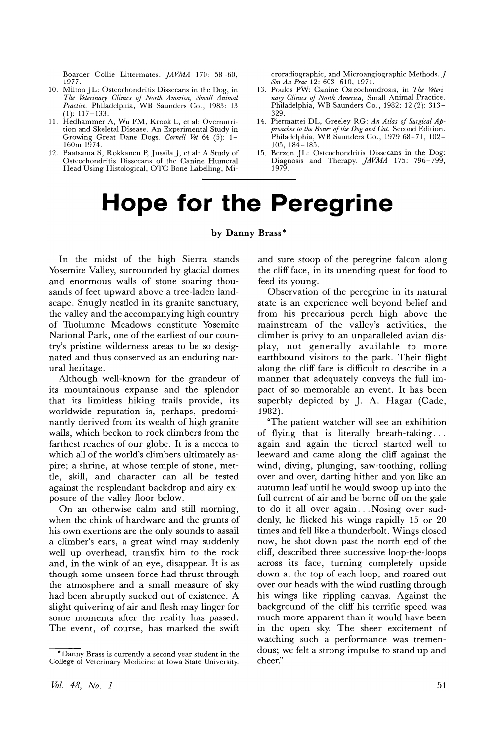Boarder Collie Littermates. *JAVMA* 170: 58–60, 1977.

10. Milton JL: Osteochondritis Dissecans in the Dog, in *The Veterinary Clinics of North America, Small Animal Practice.* Philadelphia, WB Saunders Co., 1983: 13 (1): 117–133.
11. Hedhammer A, Wu FM, Krook L, et al: Overnutrition and Skeletal Disease. An Experimental Study in Growing Great Dane Dogs. *Cornell Vet* 64 (5): 1–160m 1974.
12. Paatsama S, Rokkanen P, Jussila J, et al: A Study of Osteochondritis Dissecans of the Canine Humeral Head Using Histological, OTC Bone Labelling, Microradiographic, and Microangiographic Methods. *J Sm An Prac* 12: 603–610, 1971.
13. Poulos PW: Canine Osteochondrosis, in *The Veterinary Clinics of North America,* Small Animal Practice. Philadelphia, WB Saunders Co., 1982: 12 (2): 313–329.
14. Piermattei DL, Greeley RG: *An Atlas of Surgical Approaches to the Bones of the Dog and Cat.* Second Edition. Philadelphia, WB Saunders Co., 1979 68–71, 102–105, 184–185.
15. Berzon JL: Osteochondritis Dissecans in the Dog: Diagnosis and Therapy. *JAVMA* 175: 796–799, 1979.

# Hope for the Peregrine

**by Danny Brass***

In the midst of the high Sierra stands Yosemite Valley, surrounded by glacial domes and enormous walls of stone soaring thousands of feet upward above a tree-laden landscape. Snugly nestled in its granite sanctuary, the valley and the accompanying high country of Tuolumne Meadows constitute Yosemite National Park, one of the earliest of our country's pristine wilderness areas to be so designated and thus conserved as an enduring natural heritage.

Although well-known for the grandeur of its mountainous expanse and the splendor that its limitless hiking trails provide, its worldwide reputation is, perhaps, predominantly derived from its wealth of high granite walls, which beckon to rock climbers from the farthest reaches of our globe. It is a mecca to which all of the world's climbers ultimately aspire; a shrine, at whose temple of stone, mettle, skill, and character can all be tested against the resplendant backdrop and airy exposure of the valley floor below.

On an otherwise calm and still morning, when the chink of hardware and the grunts of his own exertions are the only sounds to assail a climber's ears, a great wind may suddenly well up overhead, transfix him to the rock and, in the wink of an eye, disappear. It is as though some unseen force had thrust through the atmosphere and a small measure of sky had been abruptly sucked out of existence. A slight quivering of air and flesh may linger for some moments after the reality has passed. The event, of course, has marked the swift and sure stoop of the peregrine falcon along the cliff face, in its unending quest for food to feed its young.

Observation of the peregrine in its natural state is an experience well beyond belief and from his precarious perch high above the mainstream of the valley's activities, the climber is privy to an unparalleled avian display, not generally available to more earthbound visitors to the park. Their flight along the cliff face is difficult to describe in a manner that adequately conveys the full impact of so memorable an event. It has been superbly depicted by J. A. Hagar (Cade, 1982).

"The patient watcher will see an exhibition of flying that is literally breath-taking... again and again the tiercel started well to leeward and came along the cliff against the wind, diving, plunging, saw-toothing, rolling over and over, darting hither and yon like an autumn leaf until he would swoop up into the full current of air and be borne off on the gale to do it all over again... Nosing over suddenly, he flicked his wings rapidly 15 or 20 times and fell like a thunderbolt. Wings closed now, he shot down past the north end of the cliff, described three successive loop-the-loops across its face, turning completely upside down at the top of each loop, and roared out over our heads with the wind rustling through his wings like rippling canvas. Against the background of the cliff his terrific speed was much more apparent than it would have been in the open sky. The sheer excitement of watching such a performance was tremendous; we felt a strong impulse to stand up and cheer."

*Danny Brass is currently a second year student in the College of Veterinary Medicine at Iowa State University.